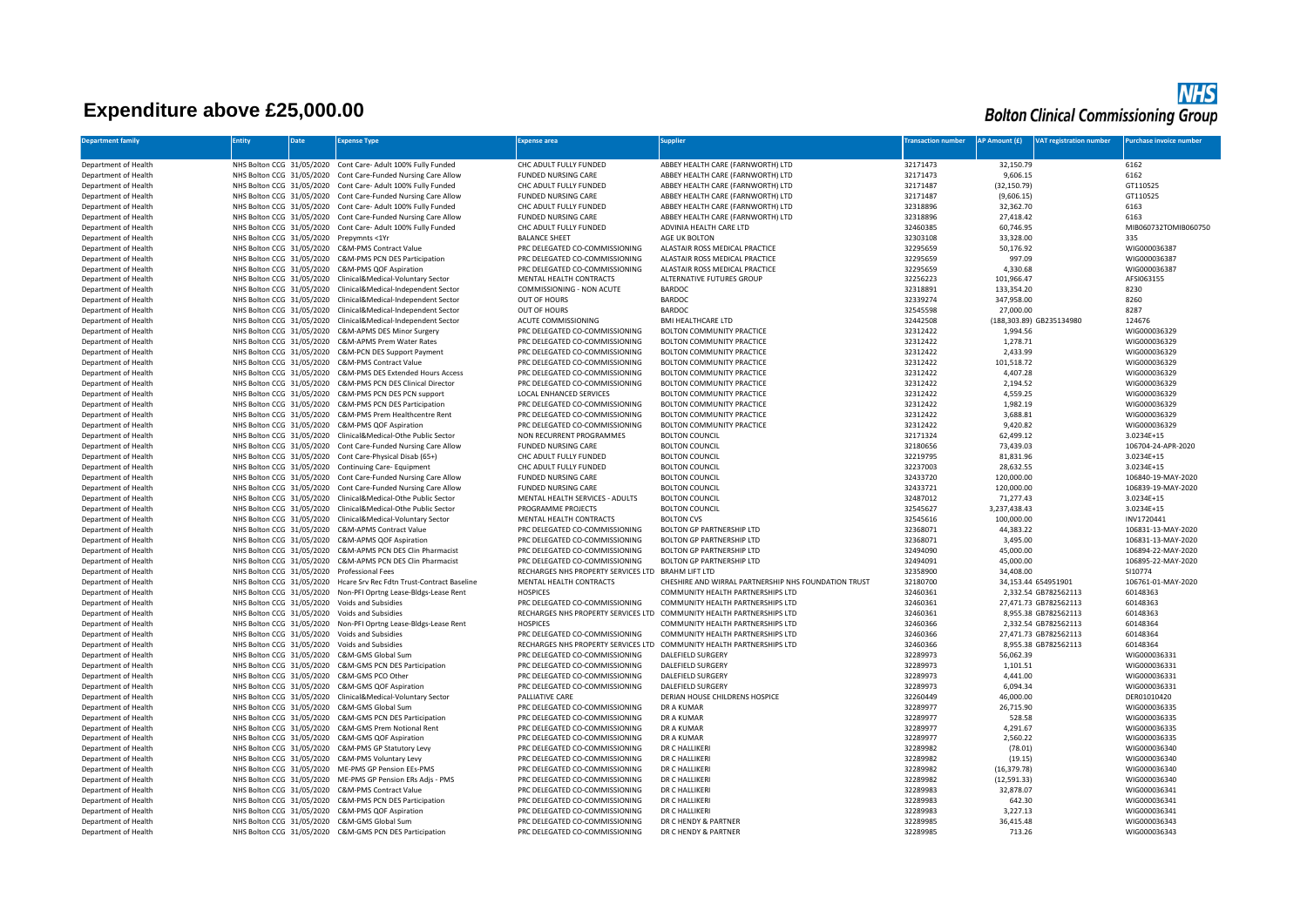# Expenditure above £25,000.00

NHS Bolton Clinical Commissioning Group

| Department family | Entity | Date | Expense Type | Expense area | Supplier | Transaction number | AP Amount (£) | VAT registration number | Purchase invoice number |
|---|---|---|---|---|---|---|---|---|---|
| Department of Health | NHS Bolton CCG | 31/05/2020 | Cont Care- Adult 100% Fully Funded | CHC ADULT FULLY FUNDED | ABBEY HEALTH CARE (FARNWORTH) LTD | 32171473 | 32,150.79 | | 6162 |
| Department of Health | NHS Bolton CCG | 31/05/2020 | Cont Care-Funded Nursing Care Allow | FUNDED NURSING CARE | ABBEY HEALTH CARE (FARNWORTH) LTD | 32171473 | 9,606.15 | | 6162 |
| Department of Health | NHS Bolton CCG | 31/05/2020 | Cont Care- Adult 100% Fully Funded | CHC ADULT FULLY FUNDED | ABBEY HEALTH CARE (FARNWORTH) LTD | 32171487 | (32,150.79) | | GT110525 |
| Department of Health | NHS Bolton CCG | 31/05/2020 | Cont Care-Funded Nursing Care Allow | FUNDED NURSING CARE | ABBEY HEALTH CARE (FARNWORTH) LTD | 32171487 | (9,606.15) | | GT110525 |
| Department of Health | NHS Bolton CCG | 31/05/2020 | Cont Care- Adult 100% Fully Funded | CHC ADULT FULLY FUNDED | ABBEY HEALTH CARE (FARNWORTH) LTD | 32318896 | 32,362.70 | | 6163 |
| Department of Health | NHS Bolton CCG | 31/05/2020 | Cont Care-Funded Nursing Care Allow | FUNDED NURSING CARE | ABBEY HEALTH CARE (FARNWORTH) LTD | 32318896 | 27,418.42 | | 6163 |
| Department of Health | NHS Bolton CCG | 31/05/2020 | Cont Care- Adult 100% Fully Funded | CHC ADULT FULLY FUNDED | ADVINIA HEALTH CARE LTD | 32460385 | 60,746.95 | | MIB060732TOMIB060750 |
| Department of Health | NHS Bolton CCG | 31/05/2020 | Prepymnts <1Yr | BALANCE SHEET | AGE UK BOLTON | 32303108 | 33,328.00 | | 335 |
| Department of Health | NHS Bolton CCG | 31/05/2020 | C&M-PMS Contract Value | PRC DELEGATED CO-COMMISSIONING | ALASTAIR ROSS MEDICAL PRACTICE | 32295659 | 50,176.92 | | WIG000036387 |
| Department of Health | NHS Bolton CCG | 31/05/2020 | C&M-PMS PCN DES Participation | PRC DELEGATED CO-COMMISSIONING | ALASTAIR ROSS MEDICAL PRACTICE | 32295659 | 997.09 | | WIG000036387 |
| Department of Health | NHS Bolton CCG | 31/05/2020 | C&M-PMS QOF Aspiration | PRC DELEGATED CO-COMMISSIONING | ALASTAIR ROSS MEDICAL PRACTICE | 32295659 | 4,330.68 | | WIG000036387 |
| Department of Health | NHS Bolton CCG | 31/05/2020 | Clinical&Medical-Voluntary Sector | MENTAL HEALTH CONTRACTS | ALTERNATIVE FUTURES GROUP | 32256223 | 101,966.47 | | AFSI063155 |
| Department of Health | NHS Bolton CCG | 31/05/2020 | Clinical&Medical-Independent Sector | COMMISSIONING - NON ACUTE | BARDOC | 32318891 | 133,354.20 | | 8230 |
| Department of Health | NHS Bolton CCG | 31/05/2020 | Clinical&Medical-Independent Sector | OUT OF HOURS | BARDOC | 32339274 | 347,958.00 | | 8260 |
| Department of Health | NHS Bolton CCG | 31/05/2020 | Clinical&Medical-Independent Sector | OUT OF HOURS | BARDOC | 32545598 | 27,000.00 | | 8287 |
| Department of Health | NHS Bolton CCG | 31/05/2020 | Clinical&Medical-Independent Sector | ACUTE COMMISSIONING | BMI HEALTHCARE LTD | 32442508 | (188,303.89) | GB235134980 | 124676 |
| Department of Health | NHS Bolton CCG | 31/05/2020 | C&M-APMS DES Minor Surgery | PRC DELEGATED CO-COMMISSIONING | BOLTON COMMUNITY PRACTICE | 32312422 | 1,994.56 | | WIG000036329 |
| Department of Health | NHS Bolton CCG | 31/05/2020 | C&M-APMS Prem Water Rates | PRC DELEGATED CO-COMMISSIONING | BOLTON COMMUNITY PRACTICE | 32312422 | 1,278.71 | | WIG000036329 |
| Department of Health | NHS Bolton CCG | 31/05/2020 | C&M-PCN DES Support Payment | PRC DELEGATED CO-COMMISSIONING | BOLTON COMMUNITY PRACTICE | 32312422 | 2,433.99 | | WIG000036329 |
| Department of Health | NHS Bolton CCG | 31/05/2020 | C&M-PMS Contract Value | PRC DELEGATED CO-COMMISSIONING | BOLTON COMMUNITY PRACTICE | 32312422 | 101,518.72 | | WIG000036329 |
| Department of Health | NHS Bolton CCG | 31/05/2020 | C&M-PMS DES Extended Hours Access | PRC DELEGATED CO-COMMISSIONING | BOLTON COMMUNITY PRACTICE | 32312422 | 4,407.28 | | WIG000036329 |
| Department of Health | NHS Bolton CCG | 31/05/2020 | C&M-PMS PCN DES Clinical Director | PRC DELEGATED CO-COMMISSIONING | BOLTON COMMUNITY PRACTICE | 32312422 | 2,194.52 | | WIG000036329 |
| Department of Health | NHS Bolton CCG | 31/05/2020 | C&M-PMS PCN DES PCN support | LOCAL ENHANCED SERVICES | BOLTON COMMUNITY PRACTICE | 32312422 | 4,559.25 | | WIG000036329 |
| Department of Health | NHS Bolton CCG | 31/05/2020 | C&M-PMS PCN DES Participation | PRC DELEGATED CO-COMMISSIONING | BOLTON COMMUNITY PRACTICE | 32312422 | 1,982.19 | | WIG000036329 |
| Department of Health | NHS Bolton CCG | 31/05/2020 | C&M-PMS Prem Healthcentre Rent | PRC DELEGATED CO-COMMISSIONING | BOLTON COMMUNITY PRACTICE | 32312422 | 3,688.81 | | WIG000036329 |
| Department of Health | NHS Bolton CCG | 31/05/2020 | C&M-PMS QOF Aspiration | PRC DELEGATED CO-COMMISSIONING | BOLTON COMMUNITY PRACTICE | 32312422 | 9,420.82 | | WIG000036329 |
| Department of Health | NHS Bolton CCG | 31/05/2020 | Clinical&Medical-Othe Public Sector | NON RECURRENT PROGRAMMES | BOLTON COUNCIL | 32171324 | 62,499.12 | | 3.0234E+15 |
| Department of Health | NHS Bolton CCG | 31/05/2020 | Cont Care-Funded Nursing Care Allow | FUNDED NURSING CARE | BOLTON COUNCIL | 32180656 | 73,439.03 | | 106704-24-APR-2020 |
| Department of Health | NHS Bolton CCG | 31/05/2020 | Cont Care-Physical Disab (65+) | CHC ADULT FULLY FUNDED | BOLTON COUNCIL | 32219795 | 81,831.96 | | 3.0234E+15 |
| Department of Health | NHS Bolton CCG | 31/05/2020 | Continuing Care- Equipment | CHC ADULT FULLY FUNDED | BOLTON COUNCIL | 32237003 | 28,632.55 | | 3.0234E+15 |
| Department of Health | NHS Bolton CCG | 31/05/2020 | Cont Care-Funded Nursing Care Allow | FUNDED NURSING CARE | BOLTON COUNCIL | 32433720 | 120,000.00 | | 106840-19-MAY-2020 |
| Department of Health | NHS Bolton CCG | 31/05/2020 | Cont Care-Funded Nursing Care Allow | FUNDED NURSING CARE | BOLTON COUNCIL | 32433721 | 120,000.00 | | 106839-19-MAY-2020 |
| Department of Health | NHS Bolton CCG | 31/05/2020 | Clinical&Medical-Othe Public Sector | MENTAL HEALTH SERVICES - ADULTS | BOLTON COUNCIL | 32487012 | 71,277.43 | | 3.0234E+15 |
| Department of Health | NHS Bolton CCG | 31/05/2020 | Clinical&Medical-Othe Public Sector | PROGRAMME PROJECTS | BOLTON COUNCIL | 32545627 | 3,237,438.43 | | 3.0234E+15 |
| Department of Health | NHS Bolton CCG | 31/05/2020 | Clinical&Medical-Voluntary Sector | MENTAL HEALTH CONTRACTS | BOLTON CVS | 32545616 | 100,000.00 | | INV1720441 |
| Department of Health | NHS Bolton CCG | 31/05/2020 | C&M-APMS Contract Value | PRC DELEGATED CO-COMMISSIONING | BOLTON GP PARTNERSHIP LTD | 32368071 | 44,383.22 | | 106831-13-MAY-2020 |
| Department of Health | NHS Bolton CCG | 31/05/2020 | C&M-APMS QOF Aspiration | PRC DELEGATED CO-COMMISSIONING | BOLTON GP PARTNERSHIP LTD | 32368071 | 3,495.00 | | 106831-13-MAY-2020 |
| Department of Health | NHS Bolton CCG | 31/05/2020 | C&M-APMS PCN DES Clin Pharmacist | PRC DELEGATED CO-COMMISSIONING | BOLTON GP PARTNERSHIP LTD | 32494090 | 45,000.00 | | 106894-22-MAY-2020 |
| Department of Health | NHS Bolton CCG | 31/05/2020 | C&M-APMS PCN DES Clin Pharmacist | PRC DELEGATED CO-COMMISSIONING | BOLTON GP PARTNERSHIP LTD | 32494091 | 45,000.00 | | 106895-22-MAY-2020 |
| Department of Health | NHS Bolton CCG | 31/05/2020 | Professional Fees | RECHARGES NHS PROPERTY SERVICES LTD | BRAHM LIFT LTD | 32358900 | 34,408.00 | | SI10774 |
| Department of Health | NHS Bolton CCG | 31/05/2020 | Hcare Srv Rec Fdtn Trust-Contract Baseline | MENTAL HEALTH CONTRACTS | CHESHIRE AND WIRRAL PARTNERSHIP NHS FOUNDATION TRUST | 32180700 | 34,153.44 | 654951901 | 106761-01-MAY-2020 |
| Department of Health | NHS Bolton CCG | 31/05/2020 | Non-PFI Oprtng Lease-Bldgs-Lease Rent | HOSPICES | COMMUNITY HEALTH PARTNERSHIPS LTD | 32460361 | 2,332.54 | GB782562113 | 60148363 |
| Department of Health | NHS Bolton CCG | 31/05/2020 | Voids and Subsidies | PRC DELEGATED CO-COMMISSIONING | COMMUNITY HEALTH PARTNERSHIPS LTD | 32460361 | 27,471.73 | GB782562113 | 60148363 |
| Department of Health | NHS Bolton CCG | 31/05/2020 | Voids and Subsidies | RECHARGES NHS PROPERTY SERVICES LTD | COMMUNITY HEALTH PARTNERSHIPS LTD | 32460361 | 8,955.38 | GB782562113 | 60148363 |
| Department of Health | NHS Bolton CCG | 31/05/2020 | Non-PFI Oprtng Lease-Bldgs-Lease Rent | HOSPICES | COMMUNITY HEALTH PARTNERSHIPS LTD | 32460366 | 2,332.54 | GB782562113 | 60148364 |
| Department of Health | NHS Bolton CCG | 31/05/2020 | Voids and Subsidies | PRC DELEGATED CO-COMMISSIONING | COMMUNITY HEALTH PARTNERSHIPS LTD | 32460366 | 27,471.73 | GB782562113 | 60148364 |
| Department of Health | NHS Bolton CCG | 31/05/2020 | Voids and Subsidies | RECHARGES NHS PROPERTY SERVICES LTD | COMMUNITY HEALTH PARTNERSHIPS LTD | 32460366 | 8,955.38 | GB782562113 | 60148364 |
| Department of Health | NHS Bolton CCG | 31/05/2020 | C&M-GMS Global Sum | PRC DELEGATED CO-COMMISSIONING | DALEFIELD SURGERY | 32289973 | 56,062.39 | | WIG000036331 |
| Department of Health | NHS Bolton CCG | 31/05/2020 | C&M-GMS PCN DES Participation | PRC DELEGATED CO-COMMISSIONING | DALEFIELD SURGERY | 32289973 | 1,101.51 | | WIG000036331 |
| Department of Health | NHS Bolton CCG | 31/05/2020 | C&M-GMS PCO Other | PRC DELEGATED CO-COMMISSIONING | DALEFIELD SURGERY | 32289973 | 4,441.00 | | WIG000036331 |
| Department of Health | NHS Bolton CCG | 31/05/2020 | C&M-GMS QOF Aspiration | PRC DELEGATED CO-COMMISSIONING | DALEFIELD SURGERY | 32289973 | 6,094.34 | | WIG000036331 |
| Department of Health | NHS Bolton CCG | 31/05/2020 | Clinical&Medical-Voluntary Sector | PALLIATIVE CARE | DERIAN HOUSE CHILDRENS HOSPICE | 32260449 | 46,000.00 | | DER01010420 |
| Department of Health | NHS Bolton CCG | 31/05/2020 | C&M-GMS Global Sum | PRC DELEGATED CO-COMMISSIONING | DR A KUMAR | 32289977 | 26,715.90 | | WIG000036335 |
| Department of Health | NHS Bolton CCG | 31/05/2020 | C&M-GMS PCN DES Participation | PRC DELEGATED CO-COMMISSIONING | DR A KUMAR | 32289977 | 528.58 | | WIG000036335 |
| Department of Health | NHS Bolton CCG | 31/05/2020 | C&M-GMS Prem Notional Rent | PRC DELEGATED CO-COMMISSIONING | DR A KUMAR | 32289977 | 4,291.67 | | WIG000036335 |
| Department of Health | NHS Bolton CCG | 31/05/2020 | C&M-GMS QOF Aspiration | PRC DELEGATED CO-COMMISSIONING | DR A KUMAR | 32289977 | 2,560.22 | | WIG000036335 |
| Department of Health | NHS Bolton CCG | 31/05/2020 | C&M-PMS GP Statutory Levy | PRC DELEGATED CO-COMMISSIONING | DR C HALLIKERI | 32289982 | (78.01) | | WIG000036340 |
| Department of Health | NHS Bolton CCG | 31/05/2020 | C&M-PMS Voluntary Levy | PRC DELEGATED CO-COMMISSIONING | DR C HALLIKERI | 32289982 | (19.15) | | WIG000036340 |
| Department of Health | NHS Bolton CCG | 31/05/2020 | ME-PMS GP Pension EEs-PMS | PRC DELEGATED CO-COMMISSIONING | DR C HALLIKERI | 32289982 | (16,379.78) | | WIG000036340 |
| Department of Health | NHS Bolton CCG | 31/05/2020 | ME-PMS GP Pension ERs Adjs - PMS | PRC DELEGATED CO-COMMISSIONING | DR C HALLIKERI | 32289982 | (12,591.33) | | WIG000036340 |
| Department of Health | NHS Bolton CCG | 31/05/2020 | C&M-PMS Contract Value | PRC DELEGATED CO-COMMISSIONING | DR C HALLIKERI | 32289983 | 32,878.07 | | WIG000036341 |
| Department of Health | NHS Bolton CCG | 31/05/2020 | C&M-PMS PCN DES Participation | PRC DELEGATED CO-COMMISSIONING | DR C HALLIKERI | 32289983 | 642.30 | | WIG000036341 |
| Department of Health | NHS Bolton CCG | 31/05/2020 | C&M-PMS QOF Aspiration | PRC DELEGATED CO-COMMISSIONING | DR C HALLIKERI | 32289983 | 3,227.13 | | WIG000036341 |
| Department of Health | NHS Bolton CCG | 31/05/2020 | C&M-GMS Global Sum | PRC DELEGATED CO-COMMISSIONING | DR C HENDY & PARTNER | 32289985 | 36,415.48 | | WIG000036343 |
| Department of Health | NHS Bolton CCG | 31/05/2020 | C&M-GMS PCN DES Participation | PRC DELEGATED CO-COMMISSIONING | DR C HENDY & PARTNER | 32289985 | 713.26 | | WIG000036343 |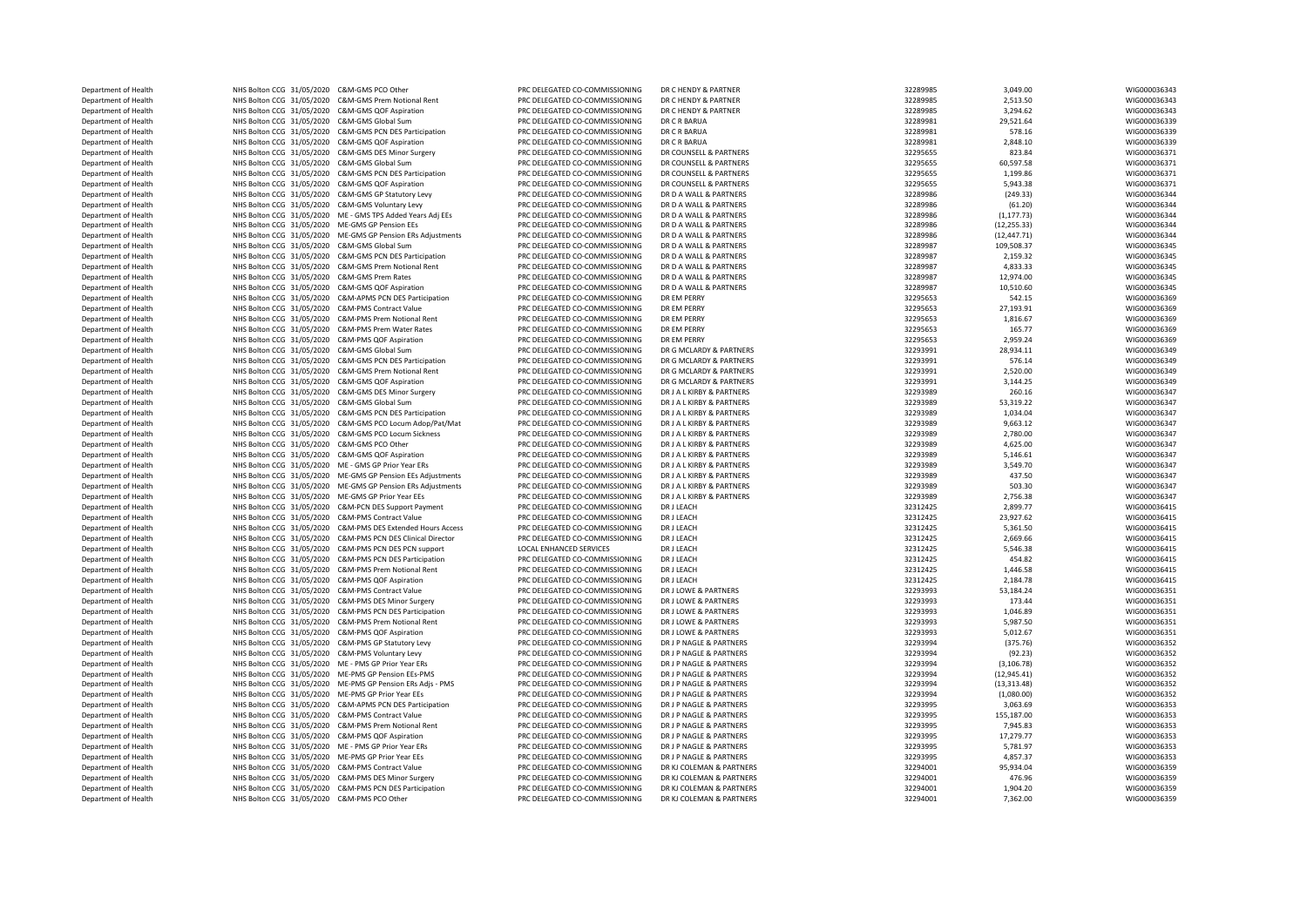| | | | | | | | | |
|---|---|---|---|---|---|---|---|---|
| Department of Health | NHS Bolton CCG | 31/05/2020 | C&M-GMS PCO Other | PRC DELEGATED CO-COMMISSIONING | DR C HENDY & PARTNER | 32289985 | 3,049.00 | WIG000036343 |
| Department of Health | NHS Bolton CCG | 31/05/2020 | C&M-GMS Prem Notional Rent | PRC DELEGATED CO-COMMISSIONING | DR C HENDY & PARTNER | 32289985 | 2,513.50 | WIG000036343 |
| Department of Health | NHS Bolton CCG | 31/05/2020 | C&M-GMS QOF Aspiration | PRC DELEGATED CO-COMMISSIONING | DR C HENDY & PARTNER | 32289985 | 3,294.62 | WIG000036343 |
| Department of Health | NHS Bolton CCG | 31/05/2020 | C&M-GMS Global Sum | PRC DELEGATED CO-COMMISSIONING | DR C R BARUA | 32289981 | 29,521.64 | WIG000036339 |
| Department of Health | NHS Bolton CCG | 31/05/2020 | C&M-GMS PCN DES Participation | PRC DELEGATED CO-COMMISSIONING | DR C R BARUA | 32289981 | 578.16 | WIG000036339 |
| Department of Health | NHS Bolton CCG | 31/05/2020 | C&M-GMS QOF Aspiration | PRC DELEGATED CO-COMMISSIONING | DR C R BARUA | 32289981 | 2,848.10 | WIG000036339 |
| Department of Health | NHS Bolton CCG | 31/05/2020 | C&M-GMS DES Minor Surgery | PRC DELEGATED CO-COMMISSIONING | DR COUNSELL & PARTNERS | 32295655 | 823.84 | WIG000036371 |
| Department of Health | NHS Bolton CCG | 31/05/2020 | C&M-GMS Global Sum | PRC DELEGATED CO-COMMISSIONING | DR COUNSELL & PARTNERS | 32295655 | 60,597.58 | WIG000036371 |
| Department of Health | NHS Bolton CCG | 31/05/2020 | C&M-GMS PCN DES Participation | PRC DELEGATED CO-COMMISSIONING | DR COUNSELL & PARTNERS | 32295655 | 1,199.86 | WIG000036371 |
| Department of Health | NHS Bolton CCG | 31/05/2020 | C&M-GMS QOF Aspiration | PRC DELEGATED CO-COMMISSIONING | DR COUNSELL & PARTNERS | 32295655 | 5,943.38 | WIG000036371 |
| Department of Health | NHS Bolton CCG | 31/05/2020 | C&M-GMS GP Statutory Levy | PRC DELEGATED CO-COMMISSIONING | DR D A WALL & PARTNERS | 32289986 | (249.33) | WIG000036344 |
| Department of Health | NHS Bolton CCG | 31/05/2020 | C&M-GMS Voluntary Levy | PRC DELEGATED CO-COMMISSIONING | DR D A WALL & PARTNERS | 32289986 | (61.20) | WIG000036344 |
| Department of Health | NHS Bolton CCG | 31/05/2020 | ME - GMS TPS Added Years Adj EEs | PRC DELEGATED CO-COMMISSIONING | DR D A WALL & PARTNERS | 32289986 | (1,177.73) | WIG000036344 |
| Department of Health | NHS Bolton CCG | 31/05/2020 | ME-GMS GP Pension EEs | PRC DELEGATED CO-COMMISSIONING | DR D A WALL & PARTNERS | 32289986 | (12,255.33) | WIG000036344 |
| Department of Health | NHS Bolton CCG | 31/05/2020 | ME-GMS GP Pension ERs Adjustments | PRC DELEGATED CO-COMMISSIONING | DR D A WALL & PARTNERS | 32289986 | (12,447.71) | WIG000036344 |
| Department of Health | NHS Bolton CCG | 31/05/2020 | C&M-GMS Global Sum | PRC DELEGATED CO-COMMISSIONING | DR D A WALL & PARTNERS | 32289987 | 109,508.37 | WIG000036345 |
| Department of Health | NHS Bolton CCG | 31/05/2020 | C&M-GMS PCN DES Participation | PRC DELEGATED CO-COMMISSIONING | DR D A WALL & PARTNERS | 32289987 | 2,159.32 | WIG000036345 |
| Department of Health | NHS Bolton CCG | 31/05/2020 | C&M-GMS Prem Notional Rent | PRC DELEGATED CO-COMMISSIONING | DR D A WALL & PARTNERS | 32289987 | 4,833.33 | WIG000036345 |
| Department of Health | NHS Bolton CCG | 31/05/2020 | C&M-GMS Prem Rates | PRC DELEGATED CO-COMMISSIONING | DR D A WALL & PARTNERS | 32289987 | 12,974.00 | WIG000036345 |
| Department of Health | NHS Bolton CCG | 31/05/2020 | C&M-GMS QOF Aspiration | PRC DELEGATED CO-COMMISSIONING | DR D A WALL & PARTNERS | 32289987 | 10,510.60 | WIG000036345 |
| Department of Health | NHS Bolton CCG | 31/05/2020 | C&M-APMS PCN DES Participation | PRC DELEGATED CO-COMMISSIONING | DR EM PERRY | 32295653 | 542.15 | WIG000036369 |
| Department of Health | NHS Bolton CCG | 31/05/2020 | C&M-PMS Contract Value | PRC DELEGATED CO-COMMISSIONING | DR EM PERRY | 32295653 | 27,193.91 | WIG000036369 |
| Department of Health | NHS Bolton CCG | 31/05/2020 | C&M-PMS Prem Notional Rent | PRC DELEGATED CO-COMMISSIONING | DR EM PERRY | 32295653 | 1,816.67 | WIG000036369 |
| Department of Health | NHS Bolton CCG | 31/05/2020 | C&M-PMS Prem Water Rates | PRC DELEGATED CO-COMMISSIONING | DR EM PERRY | 32295653 | 165.77 | WIG000036369 |
| Department of Health | NHS Bolton CCG | 31/05/2020 | C&M-PMS QOF Aspiration | PRC DELEGATED CO-COMMISSIONING | DR EM PERRY | 32295653 | 2,959.24 | WIG000036369 |
| Department of Health | NHS Bolton CCG | 31/05/2020 | C&M-GMS Global Sum | PRC DELEGATED CO-COMMISSIONING | DR G MCLARDY & PARTNERS | 32293991 | 28,934.11 | WIG000036349 |
| Department of Health | NHS Bolton CCG | 31/05/2020 | C&M-GMS PCN DES Participation | PRC DELEGATED CO-COMMISSIONING | DR G MCLARDY & PARTNERS | 32293991 | 576.14 | WIG000036349 |
| Department of Health | NHS Bolton CCG | 31/05/2020 | C&M-GMS Prem Notional Rent | PRC DELEGATED CO-COMMISSIONING | DR G MCLARDY & PARTNERS | 32293991 | 2,520.00 | WIG000036349 |
| Department of Health | NHS Bolton CCG | 31/05/2020 | C&M-GMS QOF Aspiration | PRC DELEGATED CO-COMMISSIONING | DR G MCLARDY & PARTNERS | 32293991 | 3,144.25 | WIG000036349 |
| Department of Health | NHS Bolton CCG | 31/05/2020 | C&M-GMS DES Minor Surgery | PRC DELEGATED CO-COMMISSIONING | DR J A L KIRBY & PARTNERS | 32293989 | 260.16 | WIG000036347 |
| Department of Health | NHS Bolton CCG | 31/05/2020 | C&M-GMS Global Sum | PRC DELEGATED CO-COMMISSIONING | DR J A L KIRBY & PARTNERS | 32293989 | 53,319.22 | WIG000036347 |
| Department of Health | NHS Bolton CCG | 31/05/2020 | C&M-GMS PCN DES Participation | PRC DELEGATED CO-COMMISSIONING | DR J A L KIRBY & PARTNERS | 32293989 | 1,034.04 | WIG000036347 |
| Department of Health | NHS Bolton CCG | 31/05/2020 | C&M-GMS PCO Locum Adop/Pat/Mat | PRC DELEGATED CO-COMMISSIONING | DR J A L KIRBY & PARTNERS | 32293989 | 9,663.12 | WIG000036347 |
| Department of Health | NHS Bolton CCG | 31/05/2020 | C&M-GMS PCO Locum Sickness | PRC DELEGATED CO-COMMISSIONING | DR J A L KIRBY & PARTNERS | 32293989 | 2,780.00 | WIG000036347 |
| Department of Health | NHS Bolton CCG | 31/05/2020 | C&M-GMS PCO Other | PRC DELEGATED CO-COMMISSIONING | DR J A L KIRBY & PARTNERS | 32293989 | 4,625.00 | WIG000036347 |
| Department of Health | NHS Bolton CCG | 31/05/2020 | C&M-GMS QOF Aspiration | PRC DELEGATED CO-COMMISSIONING | DR J A L KIRBY & PARTNERS | 32293989 | 5,146.61 | WIG000036347 |
| Department of Health | NHS Bolton CCG | 31/05/2020 | ME - GMS GP Prior Year ERs | PRC DELEGATED CO-COMMISSIONING | DR J A L KIRBY & PARTNERS | 32293989 | 3,549.70 | WIG000036347 |
| Department of Health | NHS Bolton CCG | 31/05/2020 | ME-GMS GP Pension EEs Adjustments | PRC DELEGATED CO-COMMISSIONING | DR J A L KIRBY & PARTNERS | 32293989 | 437.50 | WIG000036347 |
| Department of Health | NHS Bolton CCG | 31/05/2020 | ME-GMS GP Pension ERs Adjustments | PRC DELEGATED CO-COMMISSIONING | DR J A L KIRBY & PARTNERS | 32293989 | 503.30 | WIG000036347 |
| Department of Health | NHS Bolton CCG | 31/05/2020 | ME-GMS GP Prior Year EEs | PRC DELEGATED CO-COMMISSIONING | DR J A L KIRBY & PARTNERS | 32293989 | 2,756.38 | WIG000036347 |
| Department of Health | NHS Bolton CCG | 31/05/2020 | C&M-PCN DES Support Payment | PRC DELEGATED CO-COMMISSIONING | DR J LEACH | 32312425 | 2,899.77 | WIG000036415 |
| Department of Health | NHS Bolton CCG | 31/05/2020 | C&M-PMS Contract Value | PRC DELEGATED CO-COMMISSIONING | DR J LEACH | 32312425 | 23,927.62 | WIG000036415 |
| Department of Health | NHS Bolton CCG | 31/05/2020 | C&M-PMS DES Extended Hours Access | PRC DELEGATED CO-COMMISSIONING | DR J LEACH | 32312425 | 5,361.50 | WIG000036415 |
| Department of Health | NHS Bolton CCG | 31/05/2020 | C&M-PMS PCN DES Clinical Director | PRC DELEGATED CO-COMMISSIONING | DR J LEACH | 32312425 | 2,669.66 | WIG000036415 |
| Department of Health | NHS Bolton CCG | 31/05/2020 | C&M-PMS PCN DES PCN support | LOCAL ENHANCED SERVICES | DR J LEACH | 32312425 | 5,546.38 | WIG000036415 |
| Department of Health | NHS Bolton CCG | 31/05/2020 | C&M-PMS PCN DES Participation | PRC DELEGATED CO-COMMISSIONING | DR J LEACH | 32312425 | 454.82 | WIG000036415 |
| Department of Health | NHS Bolton CCG | 31/05/2020 | C&M-PMS Prem Notional Rent | PRC DELEGATED CO-COMMISSIONING | DR J LEACH | 32312425 | 1,446.58 | WIG000036415 |
| Department of Health | NHS Bolton CCG | 31/05/2020 | C&M-PMS QOF Aspiration | PRC DELEGATED CO-COMMISSIONING | DR J LEACH | 32312425 | 2,184.78 | WIG000036415 |
| Department of Health | NHS Bolton CCG | 31/05/2020 | C&M-PMS Contract Value | PRC DELEGATED CO-COMMISSIONING | DR J LOWE & PARTNERS | 32293993 | 53,184.24 | WIG000036351 |
| Department of Health | NHS Bolton CCG | 31/05/2020 | C&M-PMS DES Minor Surgery | PRC DELEGATED CO-COMMISSIONING | DR J LOWE & PARTNERS | 32293993 | 173.44 | WIG000036351 |
| Department of Health | NHS Bolton CCG | 31/05/2020 | C&M-PMS PCN DES Participation | PRC DELEGATED CO-COMMISSIONING | DR J LOWE & PARTNERS | 32293993 | 1,046.89 | WIG000036351 |
| Department of Health | NHS Bolton CCG | 31/05/2020 | C&M-PMS Prem Notional Rent | PRC DELEGATED CO-COMMISSIONING | DR J LOWE & PARTNERS | 32293993 | 5,987.50 | WIG000036351 |
| Department of Health | NHS Bolton CCG | 31/05/2020 | C&M-PMS QOF Aspiration | PRC DELEGATED CO-COMMISSIONING | DR J LOWE & PARTNERS | 32293993 | 5,012.67 | WIG000036351 |
| Department of Health | NHS Bolton CCG | 31/05/2020 | C&M-PMS GP Statutory Levy | PRC DELEGATED CO-COMMISSIONING | DR J P NAGLE & PARTNERS | 32293994 | (375.76) | WIG000036352 |
| Department of Health | NHS Bolton CCG | 31/05/2020 | C&M-PMS Voluntary Levy | PRC DELEGATED CO-COMMISSIONING | DR J P NAGLE & PARTNERS | 32293994 | (92.23) | WIG000036352 |
| Department of Health | NHS Bolton CCG | 31/05/2020 | ME - PMS GP Prior Year ERs | PRC DELEGATED CO-COMMISSIONING | DR J P NAGLE & PARTNERS | 32293994 | (3,106.78) | WIG000036352 |
| Department of Health | NHS Bolton CCG | 31/05/2020 | ME-PMS GP Pension EEs-PMS | PRC DELEGATED CO-COMMISSIONING | DR J P NAGLE & PARTNERS | 32293994 | (12,945.41) | WIG000036352 |
| Department of Health | NHS Bolton CCG | 31/05/2020 | ME-PMS GP Pension ERs Adjs - PMS | PRC DELEGATED CO-COMMISSIONING | DR J P NAGLE & PARTNERS | 32293994 | (13,313.48) | WIG000036352 |
| Department of Health | NHS Bolton CCG | 31/05/2020 | ME-PMS GP Prior Year EEs | PRC DELEGATED CO-COMMISSIONING | DR J P NAGLE & PARTNERS | 32293994 | (1,080.00) | WIG000036352 |
| Department of Health | NHS Bolton CCG | 31/05/2020 | C&M-APMS PCN DES Participation | PRC DELEGATED CO-COMMISSIONING | DR J P NAGLE & PARTNERS | 32293995 | 3,063.69 | WIG000036353 |
| Department of Health | NHS Bolton CCG | 31/05/2020 | C&M-PMS Contract Value | PRC DELEGATED CO-COMMISSIONING | DR J P NAGLE & PARTNERS | 32293995 | 155,187.00 | WIG000036353 |
| Department of Health | NHS Bolton CCG | 31/05/2020 | C&M-PMS Prem Notional Rent | PRC DELEGATED CO-COMMISSIONING | DR J P NAGLE & PARTNERS | 32293995 | 7,945.83 | WIG000036353 |
| Department of Health | NHS Bolton CCG | 31/05/2020 | C&M-PMS QOF Aspiration | PRC DELEGATED CO-COMMISSIONING | DR J P NAGLE & PARTNERS | 32293995 | 17,279.77 | WIG000036353 |
| Department of Health | NHS Bolton CCG | 31/05/2020 | ME - PMS GP Prior Year ERs | PRC DELEGATED CO-COMMISSIONING | DR J P NAGLE & PARTNERS | 32293995 | 5,781.97 | WIG000036353 |
| Department of Health | NHS Bolton CCG | 31/05/2020 | ME-PMS GP Prior Year EEs | PRC DELEGATED CO-COMMISSIONING | DR J P NAGLE & PARTNERS | 32293995 | 4,857.37 | WIG000036353 |
| Department of Health | NHS Bolton CCG | 31/05/2020 | C&M-PMS Contract Value | PRC DELEGATED CO-COMMISSIONING | DR KJ COLEMAN & PARTNERS | 32294001 | 95,934.04 | WIG000036359 |
| Department of Health | NHS Bolton CCG | 31/05/2020 | C&M-PMS DES Minor Surgery | PRC DELEGATED CO-COMMISSIONING | DR KJ COLEMAN & PARTNERS | 32294001 | 476.96 | WIG000036359 |
| Department of Health | NHS Bolton CCG | 31/05/2020 | C&M-PMS PCN DES Participation | PRC DELEGATED CO-COMMISSIONING | DR KJ COLEMAN & PARTNERS | 32294001 | 1,904.20 | WIG000036359 |
| Department of Health | NHS Bolton CCG | 31/05/2020 | C&M-PMS PCO Other | PRC DELEGATED CO-COMMISSIONING | DR KJ COLEMAN & PARTNERS | 32294001 | 7,362.00 | WIG000036359 |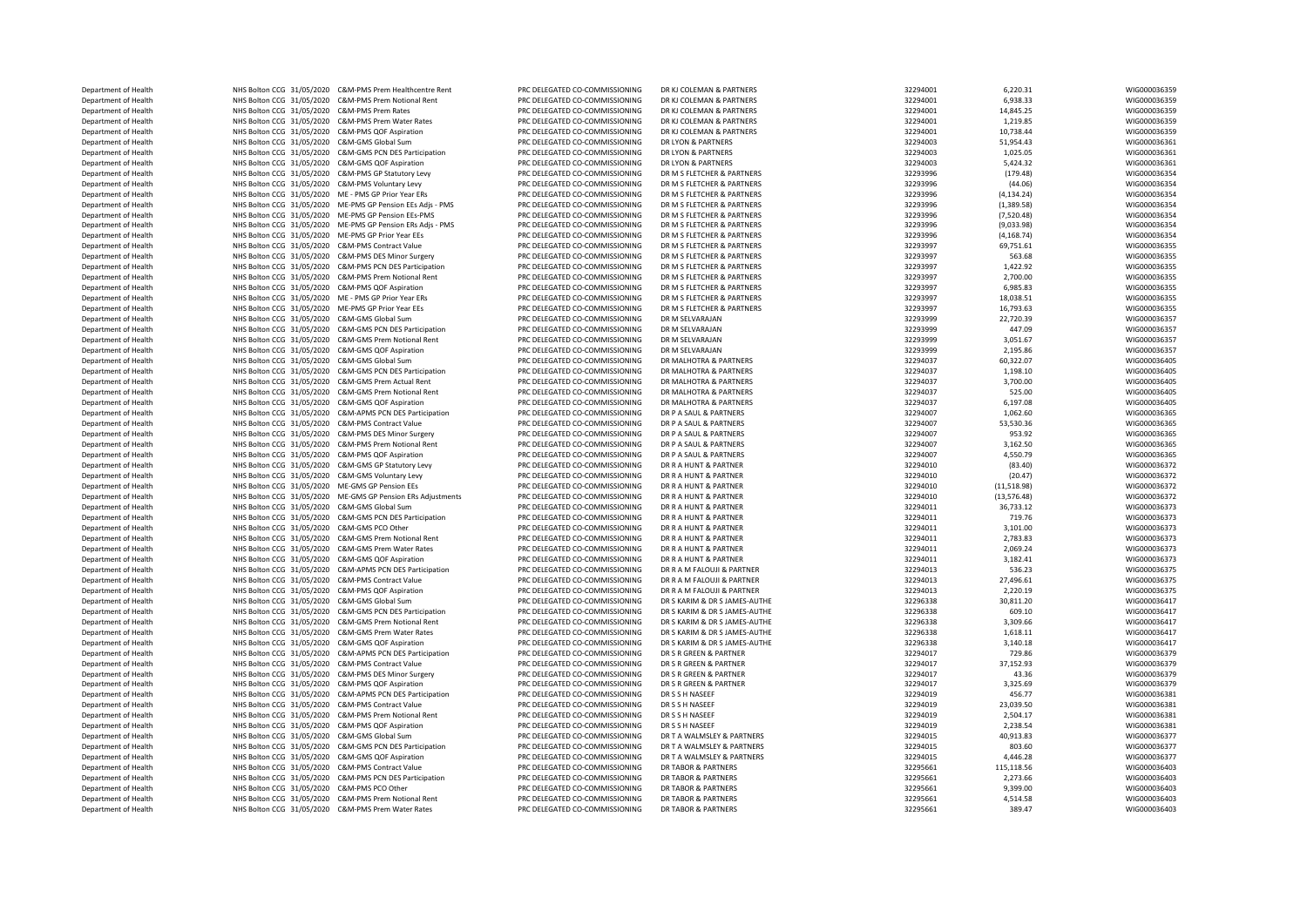| | | | | | | | | |
|---|---|---|---|---|---|---|---|---|
| Department of Health | NHS Bolton CCG | 31/05/2020 | C&M-PMS Prem Healthcentre Rent | PRC DELEGATED CO-COMMISSIONING | DR KJ COLEMAN & PARTNERS | 32294001 | 6,220.31 | WIG000036359 |
| Department of Health | NHS Bolton CCG | 31/05/2020 | C&M-PMS Prem Notional Rent | PRC DELEGATED CO-COMMISSIONING | DR KJ COLEMAN & PARTNERS | 32294001 | 6,938.33 | WIG000036359 |
| Department of Health | NHS Bolton CCG | 31/05/2020 | C&M-PMS Prem Rates | PRC DELEGATED CO-COMMISSIONING | DR KJ COLEMAN & PARTNERS | 32294001 | 14,845.25 | WIG000036359 |
| Department of Health | NHS Bolton CCG | 31/05/2020 | C&M-PMS Prem Water Rates | PRC DELEGATED CO-COMMISSIONING | DR KJ COLEMAN & PARTNERS | 32294001 | 1,219.85 | WIG000036359 |
| Department of Health | NHS Bolton CCG | 31/05/2020 | C&M-PMS QOF Aspiration | PRC DELEGATED CO-COMMISSIONING | DR KJ COLEMAN & PARTNERS | 32294001 | 10,738.44 | WIG000036359 |
| Department of Health | NHS Bolton CCG | 31/05/2020 | C&M-GMS Global Sum | PRC DELEGATED CO-COMMISSIONING | DR LYON & PARTNERS | 32294003 | 51,954.43 | WIG000036361 |
| Department of Health | NHS Bolton CCG | 31/05/2020 | C&M-GMS PCN DES Participation | PRC DELEGATED CO-COMMISSIONING | DR LYON & PARTNERS | 32294003 | 1,025.05 | WIG000036361 |
| Department of Health | NHS Bolton CCG | 31/05/2020 | C&M-GMS QOF Aspiration | PRC DELEGATED CO-COMMISSIONING | DR LYON & PARTNERS | 32294003 | 5,424.32 | WIG000036361 |
| Department of Health | NHS Bolton CCG | 31/05/2020 | C&M-PMS GP Statutory Levy | PRC DELEGATED CO-COMMISSIONING | DR M S FLETCHER & PARTNERS | 32293996 | (179.48) | WIG000036354 |
| Department of Health | NHS Bolton CCG | 31/05/2020 | C&M-PMS Voluntary Levy | PRC DELEGATED CO-COMMISSIONING | DR M S FLETCHER & PARTNERS | 32293996 | (44.06) | WIG000036354 |
| Department of Health | NHS Bolton CCG | 31/05/2020 | ME - PMS GP Prior Year ERs | PRC DELEGATED CO-COMMISSIONING | DR M S FLETCHER & PARTNERS | 32293996 | (4,134.24) | WIG000036354 |
| Department of Health | NHS Bolton CCG | 31/05/2020 | ME-PMS GP Pension EEs Adjs - PMS | PRC DELEGATED CO-COMMISSIONING | DR M S FLETCHER & PARTNERS | 32293996 | (1,389.58) | WIG000036354 |
| Department of Health | NHS Bolton CCG | 31/05/2020 | ME-PMS GP Pension EEs-PMS | PRC DELEGATED CO-COMMISSIONING | DR M S FLETCHER & PARTNERS | 32293996 | (7,520.48) | WIG000036354 |
| Department of Health | NHS Bolton CCG | 31/05/2020 | ME-PMS GP Pension ERs Adjs - PMS | PRC DELEGATED CO-COMMISSIONING | DR M S FLETCHER & PARTNERS | 32293996 | (9,033.98) | WIG000036354 |
| Department of Health | NHS Bolton CCG | 31/05/2020 | ME-PMS GP Prior Year EEs | PRC DELEGATED CO-COMMISSIONING | DR M S FLETCHER & PARTNERS | 32293996 | (4,168.74) | WIG000036354 |
| Department of Health | NHS Bolton CCG | 31/05/2020 | C&M-PMS Contract Value | PRC DELEGATED CO-COMMISSIONING | DR M S FLETCHER & PARTNERS | 32293997 | 69,751.61 | WIG000036355 |
| Department of Health | NHS Bolton CCG | 31/05/2020 | C&M-PMS DES Minor Surgery | PRC DELEGATED CO-COMMISSIONING | DR M S FLETCHER & PARTNERS | 32293997 | 563.68 | WIG000036355 |
| Department of Health | NHS Bolton CCG | 31/05/2020 | C&M-PMS PCN DES Participation | PRC DELEGATED CO-COMMISSIONING | DR M S FLETCHER & PARTNERS | 32293997 | 1,422.92 | WIG000036355 |
| Department of Health | NHS Bolton CCG | 31/05/2020 | C&M-PMS Prem Notional Rent | PRC DELEGATED CO-COMMISSIONING | DR M S FLETCHER & PARTNERS | 32293997 | 2,700.00 | WIG000036355 |
| Department of Health | NHS Bolton CCG | 31/05/2020 | C&M-PMS QOF Aspiration | PRC DELEGATED CO-COMMISSIONING | DR M S FLETCHER & PARTNERS | 32293997 | 6,985.83 | WIG000036355 |
| Department of Health | NHS Bolton CCG | 31/05/2020 | ME - PMS GP Prior Year ERs | PRC DELEGATED CO-COMMISSIONING | DR M S FLETCHER & PARTNERS | 32293997 | 18,038.51 | WIG000036355 |
| Department of Health | NHS Bolton CCG | 31/05/2020 | ME-PMS GP Prior Year EEs | PRC DELEGATED CO-COMMISSIONING | DR M S FLETCHER & PARTNERS | 32293997 | 16,793.63 | WIG000036355 |
| Department of Health | NHS Bolton CCG | 31/05/2020 | C&M-GMS Global Sum | PRC DELEGATED CO-COMMISSIONING | DR M SELVARAJAN | 32293999 | 22,720.39 | WIG000036357 |
| Department of Health | NHS Bolton CCG | 31/05/2020 | C&M-GMS PCN DES Participation | PRC DELEGATED CO-COMMISSIONING | DR M SELVARAJAN | 32293999 | 447.09 | WIG000036357 |
| Department of Health | NHS Bolton CCG | 31/05/2020 | C&M-GMS Prem Notional Rent | PRC DELEGATED CO-COMMISSIONING | DR M SELVARAJAN | 32293999 | 3,051.67 | WIG000036357 |
| Department of Health | NHS Bolton CCG | 31/05/2020 | C&M-GMS QOF Aspiration | PRC DELEGATED CO-COMMISSIONING | DR M SELVARAJAN | 32293999 | 2,195.86 | WIG000036357 |
| Department of Health | NHS Bolton CCG | 31/05/2020 | C&M-GMS Global Sum | PRC DELEGATED CO-COMMISSIONING | DR MALHOTRA & PARTNERS | 32294037 | 60,322.07 | WIG000036405 |
| Department of Health | NHS Bolton CCG | 31/05/2020 | C&M-GMS PCN DES Participation | PRC DELEGATED CO-COMMISSIONING | DR MALHOTRA & PARTNERS | 32294037 | 1,198.10 | WIG000036405 |
| Department of Health | NHS Bolton CCG | 31/05/2020 | C&M-GMS Prem Actual Rent | PRC DELEGATED CO-COMMISSIONING | DR MALHOTRA & PARTNERS | 32294037 | 3,700.00 | WIG000036405 |
| Department of Health | NHS Bolton CCG | 31/05/2020 | C&M-GMS Prem Notional Rent | PRC DELEGATED CO-COMMISSIONING | DR MALHOTRA & PARTNERS | 32294037 | 525.00 | WIG000036405 |
| Department of Health | NHS Bolton CCG | 31/05/2020 | C&M-GMS QOF Aspiration | PRC DELEGATED CO-COMMISSIONING | DR MALHOTRA & PARTNERS | 32294037 | 6,197.08 | WIG000036405 |
| Department of Health | NHS Bolton CCG | 31/05/2020 | C&M-APMS PCN DES Participation | PRC DELEGATED CO-COMMISSIONING | DR P A SAUL & PARTNERS | 32294007 | 1,062.60 | WIG000036365 |
| Department of Health | NHS Bolton CCG | 31/05/2020 | C&M-PMS Contract Value | PRC DELEGATED CO-COMMISSIONING | DR P A SAUL & PARTNERS | 32294007 | 53,530.36 | WIG000036365 |
| Department of Health | NHS Bolton CCG | 31/05/2020 | C&M-PMS DES Minor Surgery | PRC DELEGATED CO-COMMISSIONING | DR P A SAUL & PARTNERS | 32294007 | 953.92 | WIG000036365 |
| Department of Health | NHS Bolton CCG | 31/05/2020 | C&M-PMS Prem Notional Rent | PRC DELEGATED CO-COMMISSIONING | DR P A SAUL & PARTNERS | 32294007 | 3,162.50 | WIG000036365 |
| Department of Health | NHS Bolton CCG | 31/05/2020 | C&M-PMS QOF Aspiration | PRC DELEGATED CO-COMMISSIONING | DR P A SAUL & PARTNERS | 32294007 | 4,550.79 | WIG000036365 |
| Department of Health | NHS Bolton CCG | 31/05/2020 | C&M-GMS GP Statutory Levy | PRC DELEGATED CO-COMMISSIONING | DR R A HUNT & PARTNER | 32294010 | (83.40) | WIG000036372 |
| Department of Health | NHS Bolton CCG | 31/05/2020 | C&M-GMS Voluntary Levy | PRC DELEGATED CO-COMMISSIONING | DR R A HUNT & PARTNER | 32294010 | (20.47) | WIG000036372 |
| Department of Health | NHS Bolton CCG | 31/05/2020 | ME-GMS GP Pension EEs | PRC DELEGATED CO-COMMISSIONING | DR R A HUNT & PARTNER | 32294010 | (11,518.98) | WIG000036372 |
| Department of Health | NHS Bolton CCG | 31/05/2020 | ME-GMS GP Pension ERs Adjustments | PRC DELEGATED CO-COMMISSIONING | DR R A HUNT & PARTNER | 32294010 | (13,576.48) | WIG000036372 |
| Department of Health | NHS Bolton CCG | 31/05/2020 | C&M-GMS Global Sum | PRC DELEGATED CO-COMMISSIONING | DR R A HUNT & PARTNER | 32294011 | 36,733.12 | WIG000036373 |
| Department of Health | NHS Bolton CCG | 31/05/2020 | C&M-GMS PCN DES Participation | PRC DELEGATED CO-COMMISSIONING | DR R A HUNT & PARTNER | 32294011 | 719.76 | WIG000036373 |
| Department of Health | NHS Bolton CCG | 31/05/2020 | C&M-GMS PCO Other | PRC DELEGATED CO-COMMISSIONING | DR R A HUNT & PARTNER | 32294011 | 3,101.00 | WIG000036373 |
| Department of Health | NHS Bolton CCG | 31/05/2020 | C&M-GMS Prem Notional Rent | PRC DELEGATED CO-COMMISSIONING | DR R A HUNT & PARTNER | 32294011 | 2,783.83 | WIG000036373 |
| Department of Health | NHS Bolton CCG | 31/05/2020 | C&M-GMS Prem Water Rates | PRC DELEGATED CO-COMMISSIONING | DR R A HUNT & PARTNER | 32294011 | 2,069.24 | WIG000036373 |
| Department of Health | NHS Bolton CCG | 31/05/2020 | C&M-GMS QOF Aspiration | PRC DELEGATED CO-COMMISSIONING | DR R A HUNT & PARTNER | 32294011 | 3,182.41 | WIG000036373 |
| Department of Health | NHS Bolton CCG | 31/05/2020 | C&M-APMS PCN DES Participation | PRC DELEGATED CO-COMMISSIONING | DR R A M FALOUJI & PARTNER | 32294013 | 536.23 | WIG000036375 |
| Department of Health | NHS Bolton CCG | 31/05/2020 | C&M-PMS Contract Value | PRC DELEGATED CO-COMMISSIONING | DR R A M FALOUJI & PARTNER | 32294013 | 27,496.61 | WIG000036375 |
| Department of Health | NHS Bolton CCG | 31/05/2020 | C&M-PMS QOF Aspiration | PRC DELEGATED CO-COMMISSIONING | DR R A M FALOUJI & PARTNER | 32294013 | 2,220.19 | WIG000036375 |
| Department of Health | NHS Bolton CCG | 31/05/2020 | C&M-GMS Global Sum | PRC DELEGATED CO-COMMISSIONING | DR S KARIM & DR S JAMES-AUTHE | 32296338 | 30,811.20 | WIG000036417 |
| Department of Health | NHS Bolton CCG | 31/05/2020 | C&M-GMS PCN DES Participation | PRC DELEGATED CO-COMMISSIONING | DR S KARIM & DR S JAMES-AUTHE | 32296338 | 609.10 | WIG000036417 |
| Department of Health | NHS Bolton CCG | 31/05/2020 | C&M-GMS Prem Notional Rent | PRC DELEGATED CO-COMMISSIONING | DR S KARIM & DR S JAMES-AUTHE | 32296338 | 3,309.66 | WIG000036417 |
| Department of Health | NHS Bolton CCG | 31/05/2020 | C&M-GMS Prem Water Rates | PRC DELEGATED CO-COMMISSIONING | DR S KARIM & DR S JAMES-AUTHE | 32296338 | 1,618.11 | WIG000036417 |
| Department of Health | NHS Bolton CCG | 31/05/2020 | C&M-GMS QOF Aspiration | PRC DELEGATED CO-COMMISSIONING | DR S KARIM & DR S JAMES-AUTHE | 32296338 | 3,140.18 | WIG000036417 |
| Department of Health | NHS Bolton CCG | 31/05/2020 | C&M-APMS PCN DES Participation | PRC DELEGATED CO-COMMISSIONING | DR S R GREEN & PARTNER | 32294017 | 729.86 | WIG000036379 |
| Department of Health | NHS Bolton CCG | 31/05/2020 | C&M-PMS Contract Value | PRC DELEGATED CO-COMMISSIONING | DR S R GREEN & PARTNER | 32294017 | 37,152.93 | WIG000036379 |
| Department of Health | NHS Bolton CCG | 31/05/2020 | C&M-PMS DES Minor Surgery | PRC DELEGATED CO-COMMISSIONING | DR S R GREEN & PARTNER | 32294017 | 43.36 | WIG000036379 |
| Department of Health | NHS Bolton CCG | 31/05/2020 | C&M-PMS QOF Aspiration | PRC DELEGATED CO-COMMISSIONING | DR S R GREEN & PARTNER | 32294017 | 3,325.69 | WIG000036379 |
| Department of Health | NHS Bolton CCG | 31/05/2020 | C&M-APMS PCN DES Participation | PRC DELEGATED CO-COMMISSIONING | DR S S H NASEEF | 32294019 | 456.77 | WIG000036381 |
| Department of Health | NHS Bolton CCG | 31/05/2020 | C&M-PMS Contract Value | PRC DELEGATED CO-COMMISSIONING | DR S S H NASEEF | 32294019 | 23,039.50 | WIG000036381 |
| Department of Health | NHS Bolton CCG | 31/05/2020 | C&M-PMS Prem Notional Rent | PRC DELEGATED CO-COMMISSIONING | DR S S H NASEEF | 32294019 | 2,504.17 | WIG000036381 |
| Department of Health | NHS Bolton CCG | 31/05/2020 | C&M-PMS QOF Aspiration | PRC DELEGATED CO-COMMISSIONING | DR S S H NASEEF | 32294019 | 2,238.54 | WIG000036381 |
| Department of Health | NHS Bolton CCG | 31/05/2020 | C&M-GMS Global Sum | PRC DELEGATED CO-COMMISSIONING | DR T A WALMSLEY & PARTNERS | 32294015 | 40,913.83 | WIG000036377 |
| Department of Health | NHS Bolton CCG | 31/05/2020 | C&M-GMS PCN DES Participation | PRC DELEGATED CO-COMMISSIONING | DR T A WALMSLEY & PARTNERS | 32294015 | 803.60 | WIG000036377 |
| Department of Health | NHS Bolton CCG | 31/05/2020 | C&M-GMS QOF Aspiration | PRC DELEGATED CO-COMMISSIONING | DR T A WALMSLEY & PARTNERS | 32294015 | 4,446.28 | WIG000036377 |
| Department of Health | NHS Bolton CCG | 31/05/2020 | C&M-PMS Contract Value | PRC DELEGATED CO-COMMISSIONING | DR TABOR & PARTNERS | 32295661 | 115,118.56 | WIG000036403 |
| Department of Health | NHS Bolton CCG | 31/05/2020 | C&M-PMS PCN DES Participation | PRC DELEGATED CO-COMMISSIONING | DR TABOR & PARTNERS | 32295661 | 2,273.66 | WIG000036403 |
| Department of Health | NHS Bolton CCG | 31/05/2020 | C&M-PMS PCO Other | PRC DELEGATED CO-COMMISSIONING | DR TABOR & PARTNERS | 32295661 | 9,399.00 | WIG000036403 |
| Department of Health | NHS Bolton CCG | 31/05/2020 | C&M-PMS Prem Notional Rent | PRC DELEGATED CO-COMMISSIONING | DR TABOR & PARTNERS | 32295661 | 4,514.58 | WIG000036403 |
| Department of Health | NHS Bolton CCG | 31/05/2020 | C&M-PMS Prem Water Rates | PRC DELEGATED CO-COMMISSIONING | DR TABOR & PARTNERS | 32295661 | 389.47 | WIG000036403 |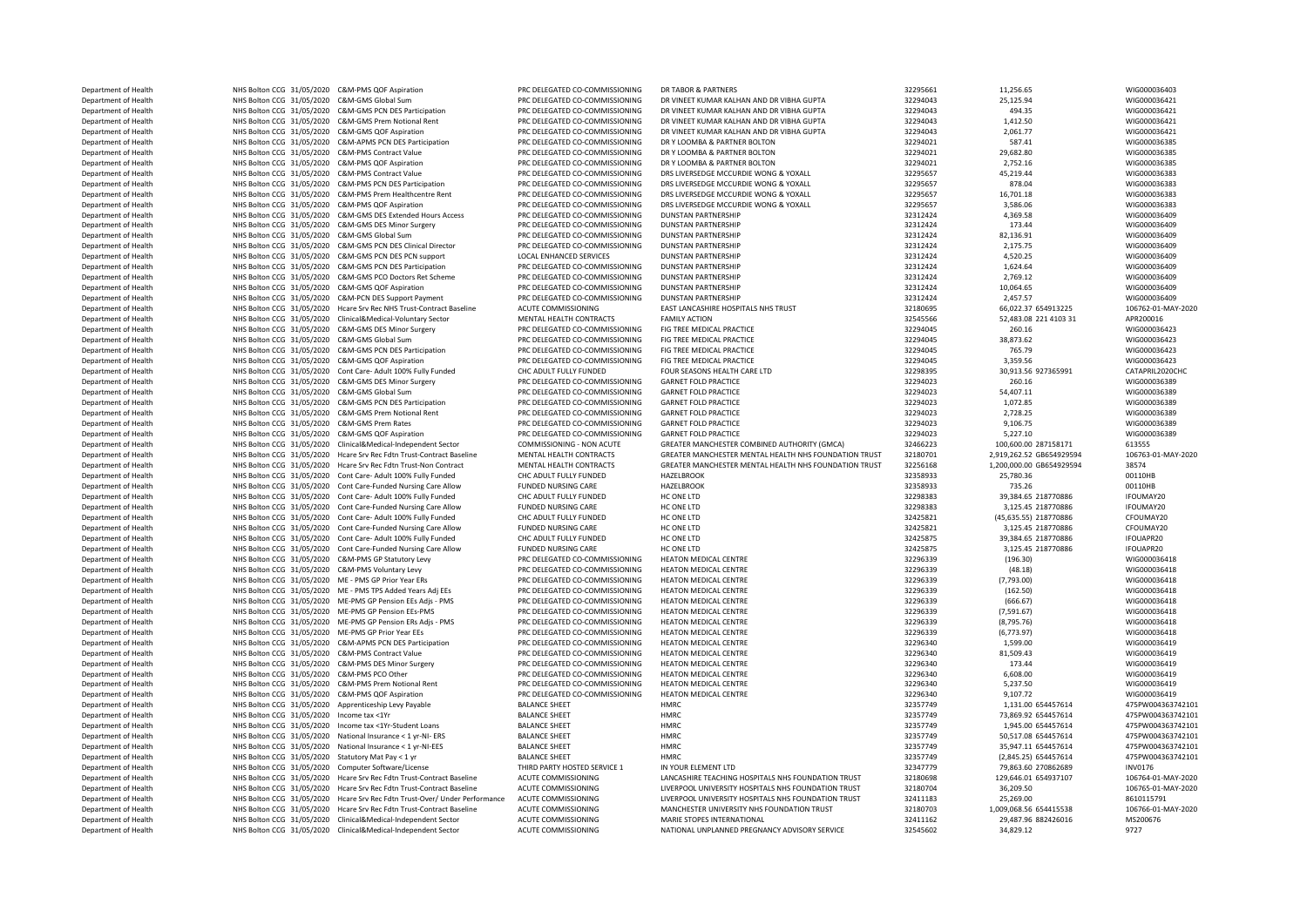| | | | | | | | | |
|---|---|---|---|---|---|---|---|---|
| Department of Health | NHS Bolton CCG | 31/05/2020 | C&M-PMS QOF Aspiration | PRC DELEGATED CO-COMMISSIONING | DR TABOR & PARTNERS | 32295661 | 11,256.65 | WIG000036403 |
| Department of Health | NHS Bolton CCG | 31/05/2020 | C&M-GMS Global Sum | PRC DELEGATED CO-COMMISSIONING | DR VINEET KUMAR KALHAN AND DR VIBHA GUPTA | 32294043 | 25,125.94 | WIG000036421 |
| Department of Health | NHS Bolton CCG | 31/05/2020 | C&M-GMS PCN DES Participation | PRC DELEGATED CO-COMMISSIONING | DR VINEET KUMAR KALHAN AND DR VIBHA GUPTA | 32294043 | 494.35 | WIG000036421 |
| Department of Health | NHS Bolton CCG | 31/05/2020 | C&M-GMS Prem Notional Rent | PRC DELEGATED CO-COMMISSIONING | DR VINEET KUMAR KALHAN AND DR VIBHA GUPTA | 32294043 | 1,412.50 | WIG000036421 |
| Department of Health | NHS Bolton CCG | 31/05/2020 | C&M-GMS QOF Aspiration | PRC DELEGATED CO-COMMISSIONING | DR VINEET KUMAR KALHAN AND DR VIBHA GUPTA | 32294043 | 2,061.77 | WIG000036421 |
| Department of Health | NHS Bolton CCG | 31/05/2020 | C&M-APMS PCN DES Participation | PRC DELEGATED CO-COMMISSIONING | DR Y LOOMBA & PARTNER BOLTON | 32294021 | 587.41 | WIG000036385 |
| Department of Health | NHS Bolton CCG | 31/05/2020 | C&M-PMS Contract Value | PRC DELEGATED CO-COMMISSIONING | DR Y LOOMBA & PARTNER BOLTON | 32294021 | 29,682.80 | WIG000036385 |
| Department of Health | NHS Bolton CCG | 31/05/2020 | C&M-PMS QOF Aspiration | PRC DELEGATED CO-COMMISSIONING | DR Y LOOMBA & PARTNER BOLTON | 32294021 | 2,752.16 | WIG000036385 |
| Department of Health | NHS Bolton CCG | 31/05/2020 | C&M-PMS Contract Value | PRC DELEGATED CO-COMMISSIONING | DRS LIVERSEDGE MCCURDIE WONG & YOXALL | 32295657 | 45,219.44 | WIG000036383 |
| Department of Health | NHS Bolton CCG | 31/05/2020 | C&M-PMS PCN DES Participation | PRC DELEGATED CO-COMMISSIONING | DRS LIVERSEDGE MCCURDIE WONG & YOXALL | 32295657 | 878.04 | WIG000036383 |
| Department of Health | NHS Bolton CCG | 31/05/2020 | C&M-PMS Prem Healthcentre Rent | PRC DELEGATED CO-COMMISSIONING | DRS LIVERSEDGE MCCURDIE WONG & YOXALL | 32295657 | 16,701.18 | WIG000036383 |
| Department of Health | NHS Bolton CCG | 31/05/2020 | C&M-PMS QOF Aspiration | PRC DELEGATED CO-COMMISSIONING | DRS LIVERSEDGE MCCURDIE WONG & YOXALL | 32295657 | 3,586.06 | WIG000036383 |
| Department of Health | NHS Bolton CCG | 31/05/2020 | C&M-GMS DES Extended Hours Access | PRC DELEGATED CO-COMMISSIONING | DUNSTAN PARTNERSHIP | 32312424 | 4,369.58 | WIG000036409 |
| Department of Health | NHS Bolton CCG | 31/05/2020 | C&M-GMS DES Minor Surgery | PRC DELEGATED CO-COMMISSIONING | DUNSTAN PARTNERSHIP | 32312424 | 173.44 | WIG000036409 |
| Department of Health | NHS Bolton CCG | 31/05/2020 | C&M-GMS Global Sum | PRC DELEGATED CO-COMMISSIONING | DUNSTAN PARTNERSHIP | 32312424 | 82,136.91 | WIG000036409 |
| Department of Health | NHS Bolton CCG | 31/05/2020 | C&M-GMS PCN DES Clinical Director | PRC DELEGATED CO-COMMISSIONING | DUNSTAN PARTNERSHIP | 32312424 | 2,175.75 | WIG000036409 |
| Department of Health | NHS Bolton CCG | 31/05/2020 | C&M-GMS PCN DES PCN support | LOCAL ENHANCED SERVICES | DUNSTAN PARTNERSHIP | 32312424 | 4,520.25 | WIG000036409 |
| Department of Health | NHS Bolton CCG | 31/05/2020 | C&M-GMS PCN DES Participation | PRC DELEGATED CO-COMMISSIONING | DUNSTAN PARTNERSHIP | 32312424 | 1,624.64 | WIG000036409 |
| Department of Health | NHS Bolton CCG | 31/05/2020 | C&M-GMS PCO Doctors Ret Scheme | PRC DELEGATED CO-COMMISSIONING | DUNSTAN PARTNERSHIP | 32312424 | 2,769.12 | WIG000036409 |
| Department of Health | NHS Bolton CCG | 31/05/2020 | C&M-GMS QOF Aspiration | PRC DELEGATED CO-COMMISSIONING | DUNSTAN PARTNERSHIP | 32312424 | 10,064.65 | WIG000036409 |
| Department of Health | NHS Bolton CCG | 31/05/2020 | C&M-PCN DES Support Payment | PRC DELEGATED CO-COMMISSIONING | DUNSTAN PARTNERSHIP | 32312424 | 2,457.57 | WIG000036409 |
| Department of Health | NHS Bolton CCG | 31/05/2020 | Hcare Srv Rec NHS Trust-Contract Baseline | ACUTE COMMISSIONING | EAST LANCASHIRE HOSPITALS NHS TRUST | 32180695 | 66,022.37 654913225 | 106762-01-MAY-2020 |
| Department of Health | NHS Bolton CCG | 31/05/2020 | Clinical&Medical-Voluntary Sector | MENTAL HEALTH CONTRACTS | FAMILY ACTION | 32545566 | 52,483.08 221 4103 31 | APR200016 |
| Department of Health | NHS Bolton CCG | 31/05/2020 | C&M-GMS DES Minor Surgery | PRC DELEGATED CO-COMMISSIONING | FIG TREE MEDICAL PRACTICE | 32294045 | 260.16 | WIG000036423 |
| Department of Health | NHS Bolton CCG | 31/05/2020 | C&M-GMS Global Sum | PRC DELEGATED CO-COMMISSIONING | FIG TREE MEDICAL PRACTICE | 32294045 | 38,873.62 | WIG000036423 |
| Department of Health | NHS Bolton CCG | 31/05/2020 | C&M-GMS PCN DES Participation | PRC DELEGATED CO-COMMISSIONING | FIG TREE MEDICAL PRACTICE | 32294045 | 765.79 | WIG000036423 |
| Department of Health | NHS Bolton CCG | 31/05/2020 | C&M-GMS QOF Aspiration | PRC DELEGATED CO-COMMISSIONING | FIG TREE MEDICAL PRACTICE | 32294045 | 3,359.56 | WIG000036423 |
| Department of Health | NHS Bolton CCG | 31/05/2020 | Cont Care- Adult 100% Fully Funded | CHC ADULT FULLY FUNDED | FOUR SEASONS HEALTH CARE LTD | 32298395 | 30,913.56 927365991 | CATAPRIL2020CHC |
| Department of Health | NHS Bolton CCG | 31/05/2020 | C&M-GMS DES Minor Surgery | PRC DELEGATED CO-COMMISSIONING | GARNET FOLD PRACTICE | 32294023 | 260.16 | WIG000036389 |
| Department of Health | NHS Bolton CCG | 31/05/2020 | C&M-GMS Global Sum | PRC DELEGATED CO-COMMISSIONING | GARNET FOLD PRACTICE | 32294023 | 54,407.11 | WIG000036389 |
| Department of Health | NHS Bolton CCG | 31/05/2020 | C&M-GMS PCN DES Participation | PRC DELEGATED CO-COMMISSIONING | GARNET FOLD PRACTICE | 32294023 | 1,072.85 | WIG000036389 |
| Department of Health | NHS Bolton CCG | 31/05/2020 | C&M-GMS Prem Notional Rent | PRC DELEGATED CO-COMMISSIONING | GARNET FOLD PRACTICE | 32294023 | 2,728.25 | WIG000036389 |
| Department of Health | NHS Bolton CCG | 31/05/2020 | C&M-GMS Prem Rates | PRC DELEGATED CO-COMMISSIONING | GARNET FOLD PRACTICE | 32294023 | 9,106.75 | WIG000036389 |
| Department of Health | NHS Bolton CCG | 31/05/2020 | C&M-GMS QOF Aspiration | PRC DELEGATED CO-COMMISSIONING | GARNET FOLD PRACTICE | 32294023 | 5,227.10 | WIG000036389 |
| Department of Health | NHS Bolton CCG | 31/05/2020 | Clinical&Medical-Independent Sector | COMMISSIONING - NON ACUTE | GREATER MANCHESTER COMBINED AUTHORITY (GMCA) | 32466223 | 100,600.00 287158171 | 613555 |
| Department of Health | NHS Bolton CCG | 31/05/2020 | Hcare Srv Rec Fdtn Trust-Contract Baseline | MENTAL HEALTH CONTRACTS | GREATER MANCHESTER MENTAL HEALTH NHS FOUNDATION TRUST | 32180701 | 2,919,262.52 GB654929594 | 106763-01-MAY-2020 |
| Department of Health | NHS Bolton CCG | 31/05/2020 | Hcare Srv Rec Fdtn Trust-Non Contract | MENTAL HEALTH CONTRACTS | GREATER MANCHESTER MENTAL HEALTH NHS FOUNDATION TRUST | 32256168 | 1,200,000.00 GB654929594 | 38574 |
| Department of Health | NHS Bolton CCG | 31/05/2020 | Cont Care- Adult 100% Fully Funded | CHC ADULT FULLY FUNDED | HAZELBROOK | 32358933 | 25,780.36 | 00110HB |
| Department of Health | NHS Bolton CCG | 31/05/2020 | Cont Care-Funded Nursing Care Allow | FUNDED NURSING CARE | HAZELBROOK | 32358933 | 735.26 | 00110HB |
| Department of Health | NHS Bolton CCG | 31/05/2020 | Cont Care- Adult 100% Fully Funded | CHC ADULT FULLY FUNDED | HC ONE LTD | 32298383 | 39,384.65 218770886 | IFOUMAY20 |
| Department of Health | NHS Bolton CCG | 31/05/2020 | Cont Care-Funded Nursing Care Allow | FUNDED NURSING CARE | HC ONE LTD | 32298383 | 3,125.45 218770886 | IFOUMAY20 |
| Department of Health | NHS Bolton CCG | 31/05/2020 | Cont Care- Adult 100% Fully Funded | CHC ADULT FULLY FUNDED | HC ONE LTD | 32425821 | (45,635.55) 218770886 | CFOUMAY20 |
| Department of Health | NHS Bolton CCG | 31/05/2020 | Cont Care-Funded Nursing Care Allow | FUNDED NURSING CARE | HC ONE LTD | 32425821 | 3,125.45 218770886 | CFOUMAY20 |
| Department of Health | NHS Bolton CCG | 31/05/2020 | Cont Care- Adult 100% Fully Funded | CHC ADULT FULLY FUNDED | HC ONE LTD | 32425875 | 39,384.65 218770886 | IFOUAPR20 |
| Department of Health | NHS Bolton CCG | 31/05/2020 | Cont Care-Funded Nursing Care Allow | FUNDED NURSING CARE | HC ONE LTD | 32425875 | 3,125.45 218770886 | IFOUAPR20 |
| Department of Health | NHS Bolton CCG | 31/05/2020 | C&M-PMS GP Statutory Levy | PRC DELEGATED CO-COMMISSIONING | HEATON MEDICAL CENTRE | 32296339 | (196.30) | WIG000036418 |
| Department of Health | NHS Bolton CCG | 31/05/2020 | C&M-PMS Voluntary Levy | PRC DELEGATED CO-COMMISSIONING | HEATON MEDICAL CENTRE | 32296339 | (48.18) | WIG000036418 |
| Department of Health | NHS Bolton CCG | 31/05/2020 | ME - PMS GP Prior Year ERs | PRC DELEGATED CO-COMMISSIONING | HEATON MEDICAL CENTRE | 32296339 | (7,793.00) | WIG000036418 |
| Department of Health | NHS Bolton CCG | 31/05/2020 | ME - PMS TPS Added Years Adj EEs | PRC DELEGATED CO-COMMISSIONING | HEATON MEDICAL CENTRE | 32296339 | (162.50) | WIG000036418 |
| Department of Health | NHS Bolton CCG | 31/05/2020 | ME-PMS GP Pension EEs Adjs - PMS | PRC DELEGATED CO-COMMISSIONING | HEATON MEDICAL CENTRE | 32296339 | (666.67) | WIG000036418 |
| Department of Health | NHS Bolton CCG | 31/05/2020 | ME-PMS GP Pension EEs-PMS | PRC DELEGATED CO-COMMISSIONING | HEATON MEDICAL CENTRE | 32296339 | (7,591.67) | WIG000036418 |
| Department of Health | NHS Bolton CCG | 31/05/2020 | ME-PMS GP Pension ERs Adjs - PMS | PRC DELEGATED CO-COMMISSIONING | HEATON MEDICAL CENTRE | 32296339 | (8,795.76) | WIG000036418 |
| Department of Health | NHS Bolton CCG | 31/05/2020 | ME-PMS GP Prior Year EEs | PRC DELEGATED CO-COMMISSIONING | HEATON MEDICAL CENTRE | 32296339 | (6,773.97) | WIG000036418 |
| Department of Health | NHS Bolton CCG | 31/05/2020 | C&M-APMS PCN DES Participation | PRC DELEGATED CO-COMMISSIONING | HEATON MEDICAL CENTRE | 32296340 | 1,599.00 | WIG000036419 |
| Department of Health | NHS Bolton CCG | 31/05/2020 | C&M-PMS Contract Value | PRC DELEGATED CO-COMMISSIONING | HEATON MEDICAL CENTRE | 32296340 | 81,509.43 | WIG000036419 |
| Department of Health | NHS Bolton CCG | 31/05/2020 | C&M-PMS DES Minor Surgery | PRC DELEGATED CO-COMMISSIONING | HEATON MEDICAL CENTRE | 32296340 | 173.44 | WIG000036419 |
| Department of Health | NHS Bolton CCG | 31/05/2020 | C&M-PMS PCO Other | PRC DELEGATED CO-COMMISSIONING | HEATON MEDICAL CENTRE | 32296340 | 6,608.00 | WIG000036419 |
| Department of Health | NHS Bolton CCG | 31/05/2020 | C&M-PMS Prem Notional Rent | PRC DELEGATED CO-COMMISSIONING | HEATON MEDICAL CENTRE | 32296340 | 5,237.50 | WIG000036419 |
| Department of Health | NHS Bolton CCG | 31/05/2020 | C&M-PMS QOF Aspiration | PRC DELEGATED CO-COMMISSIONING | HEATON MEDICAL CENTRE | 32296340 | 9,107.72 | WIG000036419 |
| Department of Health | NHS Bolton CCG | 31/05/2020 | Apprenticeship Levy Payable | BALANCE SHEET | HMRC | 32357749 | 1,131.00 654457614 | 475PW004363742101 |
| Department of Health | NHS Bolton CCG | 31/05/2020 | Income tax <1Yr | BALANCE SHEET | HMRC | 32357749 | 73,869.92 654457614 | 475PW004363742101 |
| Department of Health | NHS Bolton CCG | 31/05/2020 | Income tax <1Yr-Student Loans | BALANCE SHEET | HMRC | 32357749 | 1,945.00 654457614 | 475PW004363742101 |
| Department of Health | NHS Bolton CCG | 31/05/2020 | National Insurance < 1 yr-NI- ERS | BALANCE SHEET | HMRC | 32357749 | 50,517.08 654457614 | 475PW004363742101 |
| Department of Health | NHS Bolton CCG | 31/05/2020 | National Insurance < 1 yr-NI-EES | BALANCE SHEET | HMRC | 32357749 | 35,947.11 654457614 | 475PW004363742101 |
| Department of Health | NHS Bolton CCG | 31/05/2020 | Statutory Mat Pay < 1 yr | BALANCE SHEET | HMRC | 32357749 | (2,845.25) 654457614 | 475PW004363742101 |
| Department of Health | NHS Bolton CCG | 31/05/2020 | Computer Software/License | THIRD PARTY HOSTED SERVICE 1 | IN YOUR ELEMENT LTD | 32347779 | 79,863.60 270862689 | INV0176 |
| Department of Health | NHS Bolton CCG | 31/05/2020 | Hcare Srv Rec Fdtn Trust-Contract Baseline | ACUTE COMMISSIONING | LANCASHIRE TEACHING HOSPITALS NHS FOUNDATION TRUST | 32180698 | 129,646.01 654937107 | 106764-01-MAY-2020 |
| Department of Health | NHS Bolton CCG | 31/05/2020 | Hcare Srv Rec Fdtn Trust-Contract Baseline | ACUTE COMMISSIONING | LIVERPOOL UNIVERSITY HOSPITALS NHS FOUNDATION TRUST | 32180704 | 36,209.50 | 106765-01-MAY-2020 |
| Department of Health | NHS Bolton CCG | 31/05/2020 | Hcare Srv Rec Fdtn Trust-Over/ Under Performance | ACUTE COMMISSIONING | LIVERPOOL UNIVERSITY HOSPITALS NHS FOUNDATION TRUST | 32411183 | 25,269.00 | 8610115791 |
| Department of Health | NHS Bolton CCG | 31/05/2020 | Hcare Srv Rec Fdtn Trust-Contract Baseline | ACUTE COMMISSIONING | MANCHESTER UNIVERSITY NHS FOUNDATION TRUST | 32180703 | 1,009,068.56 654415538 | 106766-01-MAY-2020 |
| Department of Health | NHS Bolton CCG | 31/05/2020 | Clinical&Medical-Independent Sector | ACUTE COMMISSIONING | MARIE STOPES INTERNATIONAL | 32411162 | 29,487.96 882426016 | MS200676 |
| Department of Health | NHS Bolton CCG | 31/05/2020 | Clinical&Medical-Independent Sector | ACUTE COMMISSIONING | NATIONAL UNPLANNED PREGNANCY ADVISORY SERVICE | 32545602 | 34,829.12 | 9727 |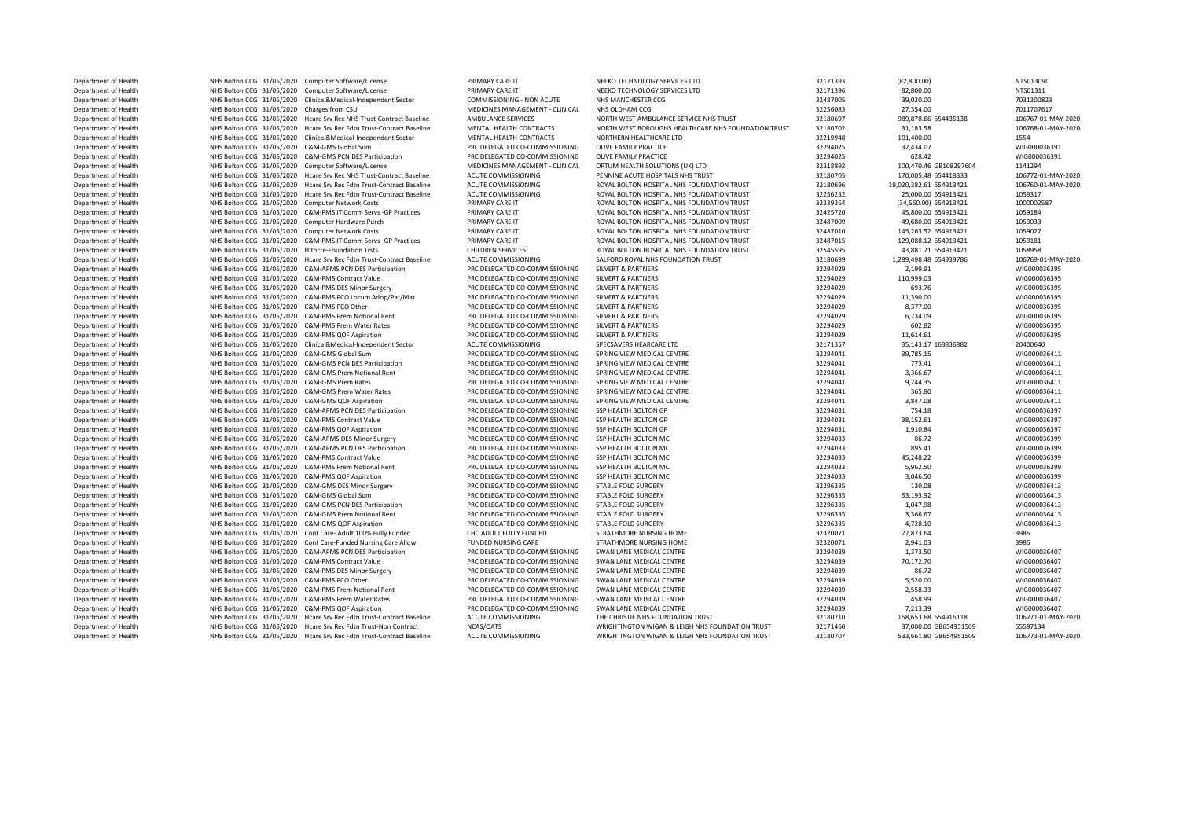| | | | | | | | | | |
|---|---|---|---|---|---|---|---|---|---|
| Department of Health | NHS Bolton CCG | 31/05/2020 | Computer Software/License | PRIMARY CARE IT | NEEKO TECHNOLOGY SERVICES LTD | 32171393 | (82,800.00) | | NTS01309C |
| Department of Health | NHS Bolton CCG | 31/05/2020 | Computer Software/License | PRIMARY CARE IT | NEEKO TECHNOLOGY SERVICES LTD | 32171396 | 82,800.00 | | NTS01311 |
| Department of Health | NHS Bolton CCG | 31/05/2020 | Clinical&Medical-Independent Sector | COMMISSIONING - NON ACUTE | NHS MANCHESTER CCG | 32487005 | 39,020.00 | | 7031300823 |
| Department of Health | NHS Bolton CCG | 31/05/2020 | Charges from CSU | MEDICINES MANAGEMENT - CLINICAL | NHS OLDHAM CCG | 32256083 | 27,354.00 | | 7011707617 |
| Department of Health | NHS Bolton CCG | 31/05/2020 | Hcare Srv Rec NHS Trust-Contract Baseline | AMBULANCE SERVICES | NORTH WEST AMBULANCE SERVICE NHS TRUST | 32180697 | 989,878.66 | 654435138 | 106767-01-MAY-2020 |
| Department of Health | NHS Bolton CCG | 31/05/2020 | Hcare Srv Rec Fdtn Trust-Contract Baseline | MENTAL HEALTH CONTRACTS | NORTH WEST BOROUGHS HEALTHCARE NHS FOUNDATION TRUST | 32180702 | 31,183.58 | | 106768-01-MAY-2020 |
| Department of Health | NHS Bolton CCG | 31/05/2020 | Clinical&Medical-Independent Sector | MENTAL HEALTH CONTRACTS | NORTHERN HEALTHCARE LTD | 32219948 | 101,400.00 | | 1554 |
| Department of Health | NHS Bolton CCG | 31/05/2020 | C&M-GMS Global Sum | PRC DELEGATED CO-COMMISSIONING | OLIVE FAMILY PRACTICE | 32294025 | 32,434.07 | | WIG000036391 |
| Department of Health | NHS Bolton CCG | 31/05/2020 | C&M-GMS PCN DES Participation | PRC DELEGATED CO-COMMISSIONING | OLIVE FAMILY PRACTICE | 32294025 | 628.42 | | WIG000036391 |
| Department of Health | NHS Bolton CCG | 31/05/2020 | Computer Software/License | MEDICINES MANAGEMENT - CLINICAL | OPTUM HEALTH SOLUTIONS (UK) LTD | 32318892 | 100,470.46 | GB108297604 | 1141294 |
| Department of Health | NHS Bolton CCG | 31/05/2020 | Hcare Srv Rec NHS Trust-Contract Baseline | ACUTE COMMISSIONING | PENNINE ACUTE HOSPITALS NHS TRUST | 32180705 | 170,005.48 | 654418333 | 106772-01-MAY-2020 |
| Department of Health | NHS Bolton CCG | 31/05/2020 | Hcare Srv Rec Fdtn Trust-Contract Baseline | ACUTE COMMISSIONING | ROYAL BOLTON HOSPITAL NHS FOUNDATION TRUST | 32180696 | 19,020,382.61 | 654913421 | 106760-01-MAY-2020 |
| Department of Health | NHS Bolton CCG | 31/05/2020 | Hcare Srv Rec Fdtn Trust-Contract Baseline | ACUTE COMMISSIONING | ROYAL BOLTON HOSPITAL NHS FOUNDATION TRUST | 32256232 | 25,000.00 | 654913421 | 1059317 |
| Department of Health | NHS Bolton CCG | 31/05/2020 | Computer Network Costs | PRIMARY CARE IT | ROYAL BOLTON HOSPITAL NHS FOUNDATION TRUST | 32339264 | (34,560.00) | 654913421 | 1000002587 |
| Department of Health | NHS Bolton CCG | 31/05/2020 | C&M-PMS IT Comm Servs -GP Practices | PRIMARY CARE IT | ROYAL BOLTON HOSPITAL NHS FOUNDATION TRUST | 32425720 | 45,800.00 | 654913421 | 1059184 |
| Department of Health | NHS Bolton CCG | 31/05/2020 | Computer Hardware Purch | PRIMARY CARE IT | ROYAL BOLTON HOSPITAL NHS FOUNDATION TRUST | 32487009 | 49,680.00 | 654913421 | 1059033 |
| Department of Health | NHS Bolton CCG | 31/05/2020 | Computer Network Costs | PRIMARY CARE IT | ROYAL BOLTON HOSPITAL NHS FOUNDATION TRUST | 32487010 | 145,263.52 | 654913421 | 1059027 |
| Department of Health | NHS Bolton CCG | 31/05/2020 | C&M-PMS IT Comm Servs -GP Practices | PRIMARY CARE IT | ROYAL BOLTON HOSPITAL NHS FOUNDATION TRUST | 32487015 | 129,088.12 | 654913421 | 1059181 |
| Department of Health | NHS Bolton CCG | 31/05/2020 | Hlthcre-Foundation Trsts | CHILDREN SERVICES | ROYAL BOLTON HOSPITAL NHS FOUNDATION TRUST | 32545595 | 43,881.21 | 654913421 | 1058958 |
| Department of Health | NHS Bolton CCG | 31/05/2020 | Hcare Srv Rec Fdtn Trust-Contract Baseline | ACUTE COMMISSIONING | SALFORD ROYAL NHS FOUNDATION TRUST | 32180699 | 1,289,498.48 | 654939786 | 106769-01-MAY-2020 |
| Department of Health | NHS Bolton CCG | 31/05/2020 | C&M-APMS PCN DES Participation | PRC DELEGATED CO-COMMISSIONING | SILVERT & PARTNERS | 32294029 | 2,199.91 | | WIG000036395 |
| Department of Health | NHS Bolton CCG | 31/05/2020 | C&M-PMS Contract Value | PRC DELEGATED CO-COMMISSIONING | SILVERT & PARTNERS | 32294029 | 110,999.03 | | WIG000036395 |
| Department of Health | NHS Bolton CCG | 31/05/2020 | C&M-PMS DES Minor Surgery | PRC DELEGATED CO-COMMISSIONING | SILVERT & PARTNERS | 32294029 | 693.76 | | WIG000036395 |
| Department of Health | NHS Bolton CCG | 31/05/2020 | C&M-PMS PCO Locum Adop/Pat/Mat | PRC DELEGATED CO-COMMISSIONING | SILVERT & PARTNERS | 32294029 | 11,390.00 | | WIG000036395 |
| Department of Health | NHS Bolton CCG | 31/05/2020 | C&M-PMS PCO Other | PRC DELEGATED CO-COMMISSIONING | SILVERT & PARTNERS | 32294029 | 8,377.00 | | WIG000036395 |
| Department of Health | NHS Bolton CCG | 31/05/2020 | C&M-PMS Prem Notional Rent | PRC DELEGATED CO-COMMISSIONING | SILVERT & PARTNERS | 32294029 | 6,734.09 | | WIG000036395 |
| Department of Health | NHS Bolton CCG | 31/05/2020 | C&M-PMS Prem Water Rates | PRC DELEGATED CO-COMMISSIONING | SILVERT & PARTNERS | 32294029 | 602.82 | | WIG000036395 |
| Department of Health | NHS Bolton CCG | 31/05/2020 | C&M-PMS QOF Aspiration | PRC DELEGATED CO-COMMISSIONING | SILVERT & PARTNERS | 32294029 | 11,614.61 | | WIG000036395 |
| Department of Health | NHS Bolton CCG | 31/05/2020 | Clinical&Medical-Independent Sector | ACUTE COMMISSIONING | SPECSAVERS HEARCARE LTD | 32171357 | 35,143.17 | 163836882 | 20400640 |
| Department of Health | NHS Bolton CCG | 31/05/2020 | C&M-GMS Global Sum | PRC DELEGATED CO-COMMISSIONING | SPRING VIEW MEDICAL CENTRE | 32294041 | 39,785.15 | | WIG000036411 |
| Department of Health | NHS Bolton CCG | 31/05/2020 | C&M-GMS PCN DES Participation | PRC DELEGATED CO-COMMISSIONING | SPRING VIEW MEDICAL CENTRE | 32294041 | 773.41 | | WIG000036411 |
| Department of Health | NHS Bolton CCG | 31/05/2020 | C&M-GMS Prem Notional Rent | PRC DELEGATED CO-COMMISSIONING | SPRING VIEW MEDICAL CENTRE | 32294041 | 3,366.67 | | WIG000036411 |
| Department of Health | NHS Bolton CCG | 31/05/2020 | C&M-GMS Prem Rates | PRC DELEGATED CO-COMMISSIONING | SPRING VIEW MEDICAL CENTRE | 32294041 | 9,244.35 | | WIG000036411 |
| Department of Health | NHS Bolton CCG | 31/05/2020 | C&M-GMS Prem Water Rates | PRC DELEGATED CO-COMMISSIONING | SPRING VIEW MEDICAL CENTRE | 32294041 | 365.80 | | WIG000036411 |
| Department of Health | NHS Bolton CCG | 31/05/2020 | C&M-GMS QOF Aspiration | PRC DELEGATED CO-COMMISSIONING | SPRING VIEW MEDICAL CENTRE | 32294041 | 3,847.08 | | WIG000036411 |
| Department of Health | NHS Bolton CCG | 31/05/2020 | C&M-APMS PCN DES Participation | PRC DELEGATED CO-COMMISSIONING | SSP HEALTH BOLTON GP | 32294031 | 754.18 | | WIG000036397 |
| Department of Health | NHS Bolton CCG | 31/05/2020 | C&M-PMS Contract Value | PRC DELEGATED CO-COMMISSIONING | SSP HEALTH BOLTON GP | 32294031 | 38,152.61 | | WIG000036397 |
| Department of Health | NHS Bolton CCG | 31/05/2020 | C&M-PMS QOF Aspiration | PRC DELEGATED CO-COMMISSIONING | SSP HEALTH BOLTON GP | 32294031 | 1,910.84 | | WIG000036397 |
| Department of Health | NHS Bolton CCG | 31/05/2020 | C&M-APMS DES Minor Surgery | PRC DELEGATED CO-COMMISSIONING | SSP HEALTH BOLTON MC | 32294033 | 86.72 | | WIG000036399 |
| Department of Health | NHS Bolton CCG | 31/05/2020 | C&M-APMS PCN DES Participation | PRC DELEGATED CO-COMMISSIONING | SSP HEALTH BOLTON MC | 32294033 | 895.41 | | WIG000036399 |
| Department of Health | NHS Bolton CCG | 31/05/2020 | C&M-PMS Contract Value | PRC DELEGATED CO-COMMISSIONING | SSP HEALTH BOLTON MC | 32294033 | 45,248.22 | | WIG000036399 |
| Department of Health | NHS Bolton CCG | 31/05/2020 | C&M-PMS Prem Notional Rent | PRC DELEGATED CO-COMMISSIONING | SSP HEALTH BOLTON MC | 32294033 | 5,962.50 | | WIG000036399 |
| Department of Health | NHS Bolton CCG | 31/05/2020 | C&M-PMS QOF Aspiration | PRC DELEGATED CO-COMMISSIONING | SSP HEALTH BOLTON MC | 32294033 | 3,046.50 | | WIG000036399 |
| Department of Health | NHS Bolton CCG | 31/05/2020 | C&M-GMS DES Minor Surgery | PRC DELEGATED CO-COMMISSIONING | STABLE FOLD SURGERY | 32296335 | 130.08 | | WIG000036413 |
| Department of Health | NHS Bolton CCG | 31/05/2020 | C&M-GMS Global Sum | PRC DELEGATED CO-COMMISSIONING | STABLE FOLD SURGERY | 32296335 | 53,193.92 | | WIG000036413 |
| Department of Health | NHS Bolton CCG | 31/05/2020 | C&M-GMS PCN DES Participation | PRC DELEGATED CO-COMMISSIONING | STABLE FOLD SURGERY | 32296335 | 1,047.98 | | WIG000036413 |
| Department of Health | NHS Bolton CCG | 31/05/2020 | C&M-GMS Prem Notional Rent | PRC DELEGATED CO-COMMISSIONING | STABLE FOLD SURGERY | 32296335 | 3,366.67 | | WIG000036413 |
| Department of Health | NHS Bolton CCG | 31/05/2020 | C&M-GMS QOF Aspiration | PRC DELEGATED CO-COMMISSIONING | STABLE FOLD SURGERY | 32296335 | 4,728.10 | | WIG000036413 |
| Department of Health | NHS Bolton CCG | 31/05/2020 | Cont Care- Adult 100% Fully Funded | CHC ADULT FULLY FUNDED | STRATHMORE NURSING HOME | 32320071 | 27,873.64 | | 3985 |
| Department of Health | NHS Bolton CCG | 31/05/2020 | Cont Care-Funded Nursing Care Allow | FUNDED NURSING CARE | STRATHMORE NURSING HOME | 32320071 | 2,941.03 | | 3985 |
| Department of Health | NHS Bolton CCG | 31/05/2020 | C&M-APMS PCN DES Participation | PRC DELEGATED CO-COMMISSIONING | SWAN LANE MEDICAL CENTRE | 32294039 | 1,373.50 | | WIG000036407 |
| Department of Health | NHS Bolton CCG | 31/05/2020 | C&M-PMS Contract Value | PRC DELEGATED CO-COMMISSIONING | SWAN LANE MEDICAL CENTRE | 32294039 | 70,172.70 | | WIG000036407 |
| Department of Health | NHS Bolton CCG | 31/05/2020 | C&M-PMS DES Minor Surgery | PRC DELEGATED CO-COMMISSIONING | SWAN LANE MEDICAL CENTRE | 32294039 | 86.72 | | WIG000036407 |
| Department of Health | NHS Bolton CCG | 31/05/2020 | C&M-PMS PCO Other | PRC DELEGATED CO-COMMISSIONING | SWAN LANE MEDICAL CENTRE | 32294039 | 5,520.00 | | WIG000036407 |
| Department of Health | NHS Bolton CCG | 31/05/2020 | C&M-PMS Prem Notional Rent | PRC DELEGATED CO-COMMISSIONING | SWAN LANE MEDICAL CENTRE | 32294039 | 2,558.33 | | WIG000036407 |
| Department of Health | NHS Bolton CCG | 31/05/2020 | C&M-PMS Prem Water Rates | PRC DELEGATED CO-COMMISSIONING | SWAN LANE MEDICAL CENTRE | 32294039 | 458.99 | | WIG000036407 |
| Department of Health | NHS Bolton CCG | 31/05/2020 | C&M-PMS QOF Aspiration | PRC DELEGATED CO-COMMISSIONING | SWAN LANE MEDICAL CENTRE | 32294039 | 7,213.39 | | WIG000036407 |
| Department of Health | NHS Bolton CCG | 31/05/2020 | Hcare Srv Rec Fdtn Trust-Contract Baseline | ACUTE COMMISSIONING | THE CHRISTIE NHS FOUNDATION TRUST | 32180710 | 158,653.68 | 654916118 | 106771-01-MAY-2020 |
| Department of Health | NHS Bolton CCG | 31/05/2020 | Hcare Srv Rec Fdtn Trust-Non Contract | NCAS/OATS | WRIGHTINGTON WIGAN & LEIGH NHS FOUNDATION TRUST | 32171460 | 37,000.00 | GB654951509 | 55597134 |
| Department of Health | NHS Bolton CCG | 31/05/2020 | Hcare Srv Rec Fdtn Trust-Contract Baseline | ACUTE COMMISSIONING | WRIGHTINGTON WIGAN & LEIGH NHS FOUNDATION TRUST | 32180707 | 533,661.80 | GB654951509 | 106773-01-MAY-2020 |